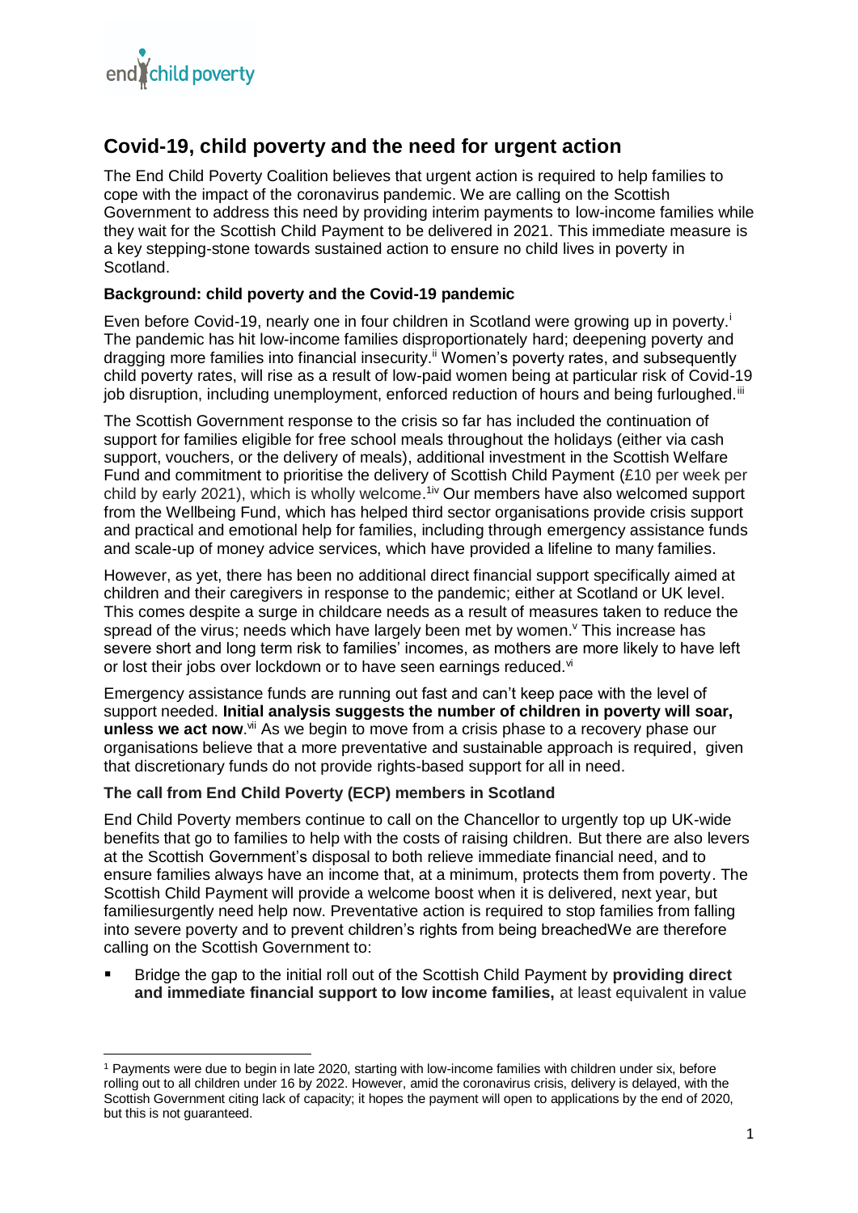# Covid-19, child poverty and the need for urgent action

The End Child Poverty Coalition believes that urgent action is required to help families to cope with the impact of the coronavirus pandemic. We are calling on the Scottish Government to address this need by providing interim payments to low-income families while they wait for the Scottish Child Payment to be delivered in 2021. This immediate measure is a key stepping-stone towards sustained action to ensure no child lives in poverty in Scotland.

### Background: child poverty and the Covid-19 pandemic

Even before Covid-19, nearly one in four children in Scotland were growing up in poverty.[i] The pandemic has hit low-income families disproportionately hard; deepening poverty and dragging more families into financial insecurity.[ii] Women's poverty rates, and subsequently child poverty rates, will rise as a result of low-paid women being at particular risk of Covid-19 job disruption, including unemployment, enforced reduction of hours and being furloughed.[iii]

The Scottish Government response to the crisis so far has included the continuation of support for families eligible for free school meals throughout the holidays (either via cash support, vouchers, or the delivery of meals), additional investment in the Scottish Welfare Fund and commitment to prioritise the delivery of Scottish Child Payment (£10 per week per child by early 2021), which is wholly welcome.[1][iv] Our members have also welcomed support from the Wellbeing Fund, which has helped third sector organisations provide crisis support and practical and emotional help for families, including through emergency assistance funds and scale-up of money advice services, which have provided a lifeline to many families.

However, as yet, there has been no additional direct financial support specifically aimed at children and their caregivers in response to the pandemic; either at Scotland or UK level. This comes despite a surge in childcare needs as a result of measures taken to reduce the spread of the virus; needs which have largely been met by women.[v] This increase has severe short and long term risk to families' incomes, as mothers are more likely to have left or lost their jobs over lockdown or to have seen earnings reduced.[vi]

Emergency assistance funds are running out fast and can't keep pace with the level of support needed. **Initial analysis suggests the number of children in poverty will soar, unless we act now**.[vii] As we begin to move from a crisis phase to a recovery phase our organisations believe that a more preventative and sustainable approach is required, given that discretionary funds do not provide rights-based support for all in need.

### The call from End Child Poverty (ECP) members in Scotland

End Child Poverty members continue to call on the Chancellor to urgently top up UK-wide benefits that go to families to help with the costs of raising children. But there are also levers at the Scottish Government's disposal to both relieve immediate financial need, and to ensure families always have an income that, at a minimum, protects them from poverty. The Scottish Child Payment will provide a welcome boost when it is delivered, next year, but familiesurgently need help now. Preventative action is required to stop families from falling into severe poverty and to prevent children's rights from being breachedWe are therefore calling on the Scottish Government to:

- Bridge the gap to the initial roll out of the Scottish Child Payment by **providing direct and immediate financial support to low income families,** at least equivalent in value

[1] Payments were due to begin in late 2020, starting with low-income families with children under six, before rolling out to all children under 16 by 2022. However, amid the coronavirus crisis, delivery is delayed, with the Scottish Government citing lack of capacity; it hopes the payment will open to applications by the end of 2020, but this is not guaranteed.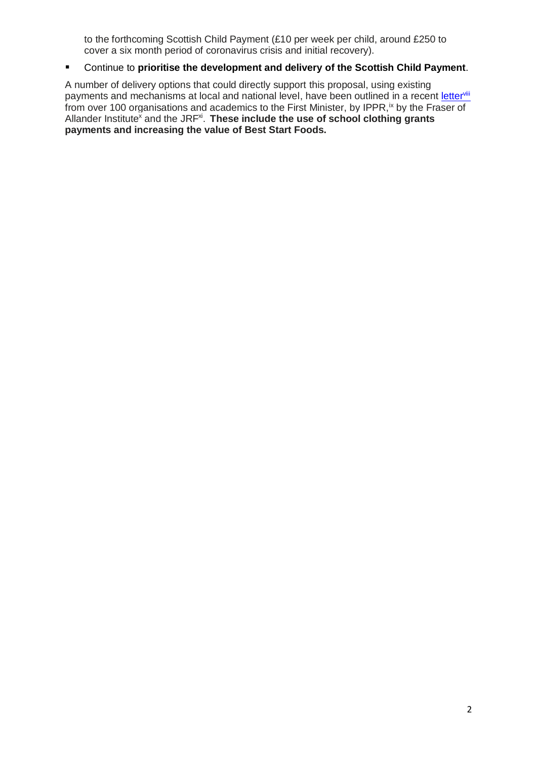to the forthcoming Scottish Child Payment (£10 per week per child, around £250 to cover a six month period of coronavirus crisis and initial recovery).

- Continue to **prioritise the development and delivery of the Scottish Child Payment**.

A number of delivery options that could directly support this proposal, using existing payments and mechanisms at local and national level, have been outlined in a recent letter[viii] from over 100 organisations and academics to the First Minister, by IPPR,[ix] by the Fraser of Allander Institute[x] and the JRF[xi]. **These include the use of school clothing grants payments and increasing the value of Best Start Foods.**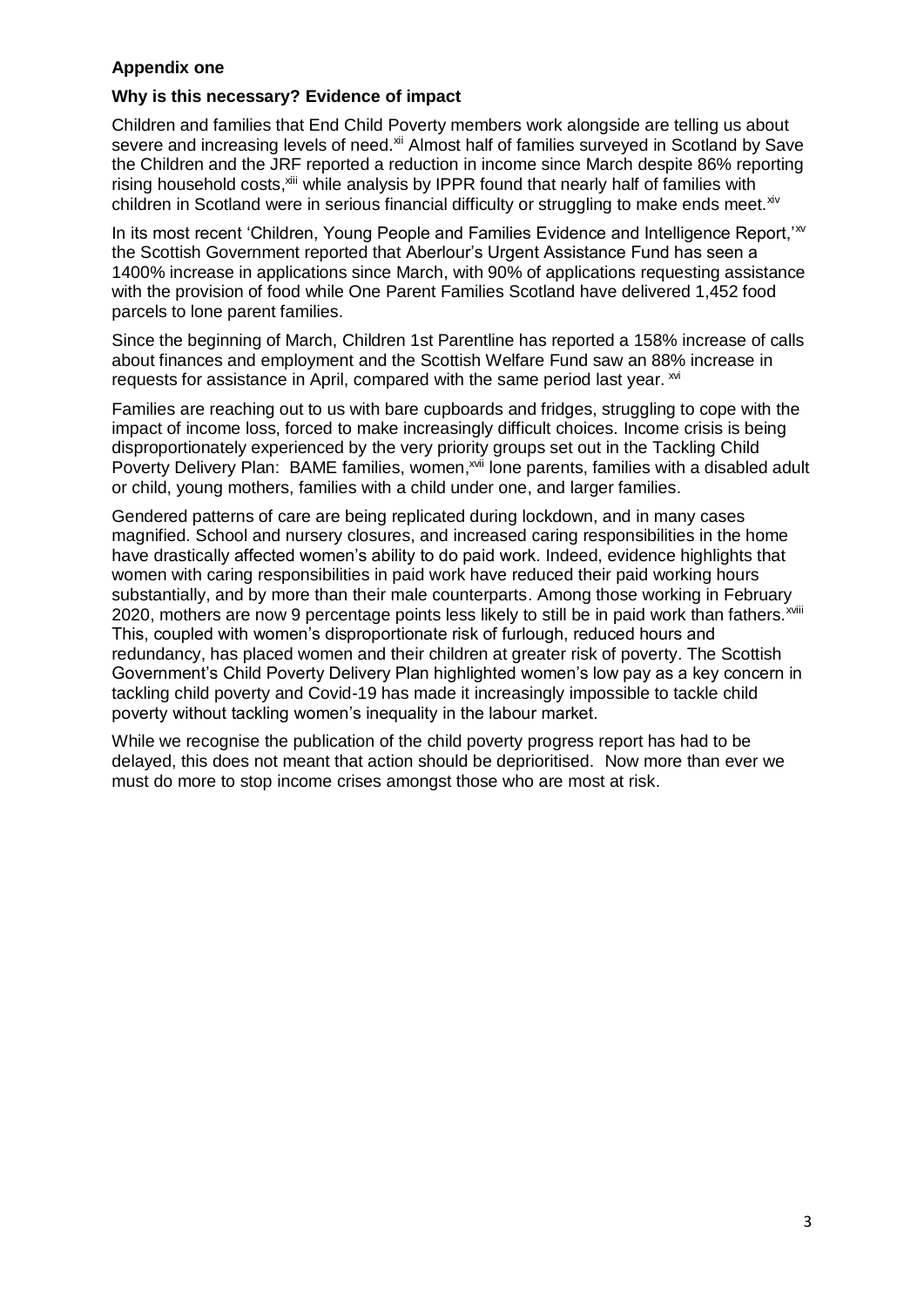**Appendix one**

**Why is this necessary? Evidence of impact**

Children and families that End Child Poverty members work alongside are telling us about severe and increasing levels of need.[xii] Almost half of families surveyed in Scotland by Save the Children and the JRF reported a reduction in income since March despite 86% reporting rising household costs,[xiii] while analysis by IPPR found that nearly half of families with children in Scotland were in serious financial difficulty or struggling to make ends meet.[xiv]

In its most recent 'Children, Young People and Families Evidence and Intelligence Report,'[xv] the Scottish Government reported that Aberlour's Urgent Assistance Fund has seen a 1400% increase in applications since March, with 90% of applications requesting assistance with the provision of food while One Parent Families Scotland have delivered 1,452 food parcels to lone parent families.

Since the beginning of March, Children 1st Parentline has reported a 158% increase of calls about finances and employment and the Scottish Welfare Fund saw an 88% increase in requests for assistance in April, compared with the same period last year. [xvi]

Families are reaching out to us with bare cupboards and fridges, struggling to cope with the impact of income loss, forced to make increasingly difficult choices. Income crisis is being disproportionately experienced by the very priority groups set out in the Tackling Child Poverty Delivery Plan: BAME families, women,[xvii] lone parents, families with a disabled adult or child, young mothers, families with a child under one, and larger families.

Gendered patterns of care are being replicated during lockdown, and in many cases magnified. School and nursery closures, and increased caring responsibilities in the home have drastically affected women's ability to do paid work. Indeed, evidence highlights that women with caring responsibilities in paid work have reduced their paid working hours substantially, and by more than their male counterparts. Among those working in February 2020, mothers are now 9 percentage points less likely to still be in paid work than fathers.[xviii] This, coupled with women's disproportionate risk of furlough, reduced hours and redundancy, has placed women and their children at greater risk of poverty. The Scottish Government's Child Poverty Delivery Plan highlighted women's low pay as a key concern in tackling child poverty and Covid-19 has made it increasingly impossible to tackle child poverty without tackling women's inequality in the labour market.

While we recognise the publication of the child poverty progress report has had to be delayed, this does not meant that action should be deprioritised. Now more than ever we must do more to stop income crises amongst those who are most at risk.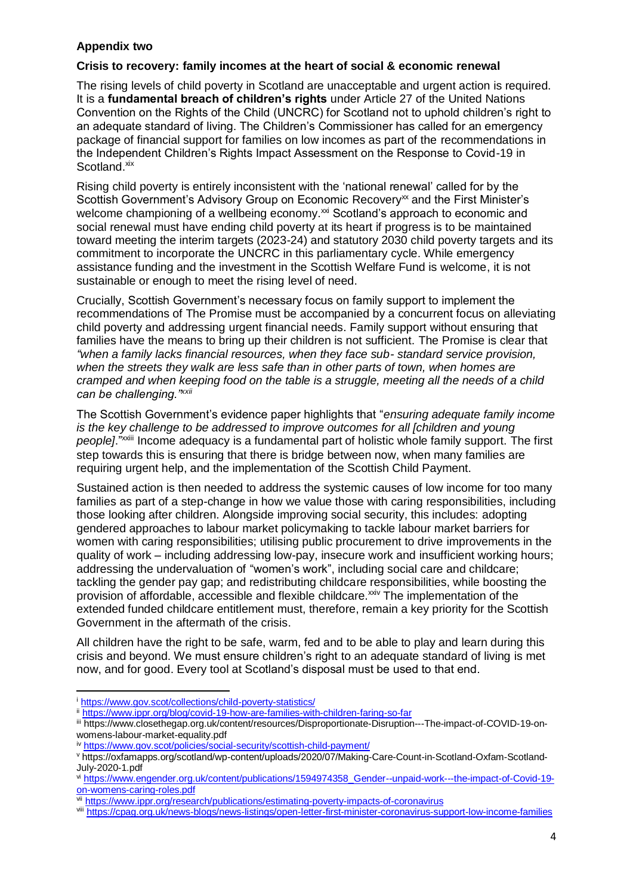**Appendix two**

**Crisis to recovery: family incomes at the heart of social & economic renewal**

The rising levels of child poverty in Scotland are unacceptable and urgent action is required. It is a **fundamental breach of children's rights** under Article 27 of the United Nations Convention on the Rights of the Child (UNCRC) for Scotland not to uphold children's right to an adequate standard of living. The Children's Commissioner has called for an emergency package of financial support for families on low incomes as part of the recommendations in the Independent Children's Rights Impact Assessment on the Response to Covid-19 in Scotland.[xix]

Rising child poverty is entirely inconsistent with the 'national renewal' called for by the Scottish Government's Advisory Group on Economic Recovery[xx] and the First Minister's welcome championing of a wellbeing economy.[xxi] Scotland's approach to economic and social renewal must have ending child poverty at its heart if progress is to be maintained toward meeting the interim targets (2023-24) and statutory 2030 child poverty targets and its commitment to incorporate the UNCRC in this parliamentary cycle. While emergency assistance funding and the investment in the Scottish Welfare Fund is welcome, it is not sustainable or enough to meet the rising level of need.

Crucially, Scottish Government's necessary focus on family support to implement the recommendations of The Promise must be accompanied by a concurrent focus on alleviating child poverty and addressing urgent financial needs. Family support without ensuring that families have the means to bring up their children is not sufficient. The Promise is clear that *"when a family lacks financial resources, when they face sub- standard service provision, when the streets they walk are less safe than in other parts of town, when homes are cramped and when keeping food on the table is a struggle, meeting all the needs of a child can be challenging."*[xxii]

The Scottish Government's evidence paper highlights that "*ensuring adequate family income is the key challenge to be addressed to improve outcomes for all [children and young people]*."[xxiii] Income adequacy is a fundamental part of holistic whole family support. The first step towards this is ensuring that there is bridge between now, when many families are requiring urgent help, and the implementation of the Scottish Child Payment.

Sustained action is then needed to address the systemic causes of low income for too many families as part of a step-change in how we value those with caring responsibilities, including those looking after children. Alongside improving social security, this includes: adopting gendered approaches to labour market policymaking to tackle labour market barriers for women with caring responsibilities; utilising public procurement to drive improvements in the quality of work – including addressing low-pay, insecure work and insufficient working hours; addressing the undervaluation of "women's work", including social care and childcare; tackling the gender pay gap; and redistributing childcare responsibilities, while boosting the provision of affordable, accessible and flexible childcare.[xxiv] The implementation of the extended funded childcare entitlement must, therefore, remain a key priority for the Scottish Government in the aftermath of the crisis.

All children have the right to be safe, warm, fed and to be able to play and learn during this crisis and beyond. We must ensure children's right to an adequate standard of living is met now, and for good. Every tool at Scotland's disposal must be used to that end.

---

[i] https://www.gov.scot/collections/child-poverty-statistics/

[ii] https://www.ippr.org/blog/covid-19-how-are-families-with-children-faring-so-far

[iii] https://www.closethegap.org.uk/content/resources/Disproportionate-Disruption---The-impact-of-COVID-19-on-womens-labour-market-equality.pdf

[iv] https://www.gov.scot/policies/social-security/scottish-child-payment/

[v] https://oxfamapps.org/scotland/wp-content/uploads/2020/07/Making-Care-Count-in-Scotland-Oxfam-Scotland-July-2020-1.pdf

[vi] https://www.engender.org.uk/content/publications/1594974358_Gender--unpaid-work---the-impact-of-Covid-19-on-womens-caring-roles.pdf

[vii] https://www.ippr.org/research/publications/estimating-poverty-impacts-of-coronavirus

[viii] https://cpag.org.uk/news-blogs/news-listings/open-letter-first-minister-coronavirus-support-low-income-families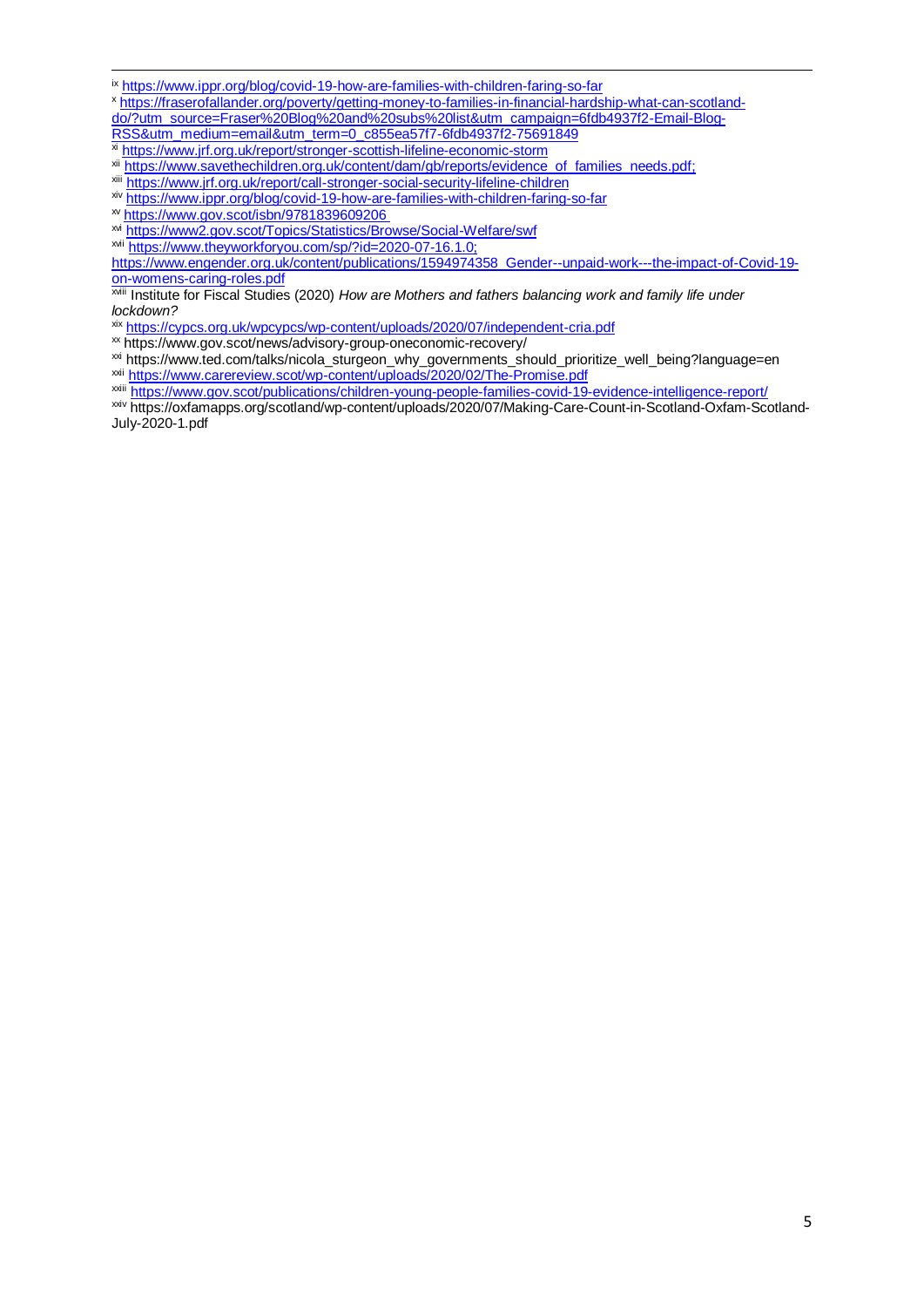[ix] https://www.ippr.org/blog/covid-19-how-are-families-with-children-faring-so-far

[x] https://fraserofallander.org/poverty/getting-money-to-families-in-financial-hardship-what-can-scotland-do/?utm_source=Fraser%20Blog%20and%20subs%20list&utm_campaign=6fdb4937f2-Email-Blog-RSS&utm_medium=email&utm_term=0_c855ea57f7-6fdb4937f2-75691849

[xi] https://www.jrf.org.uk/report/stronger-scottish-lifeline-economic-storm

[xii] https://www.savethechildren.org.uk/content/dam/gb/reports/evidence_of_families_needs.pdf;

[xiii] https://www.jrf.org.uk/report/call-stronger-social-security-lifeline-children

[xiv] https://www.ippr.org/blog/covid-19-how-are-families-with-children-faring-so-far

[xv] https://www.gov.scot/isbn/9781839609206

[xvi] https://www2.gov.scot/Topics/Statistics/Browse/Social-Welfare/swf

[xvii] https://www.theyworkforyou.com/sp/?id=2020-07-16.1.0; https://www.engender.org.uk/content/publications/1594974358_Gender--unpaid-work---the-impact-of-Covid-19-on-womens-caring-roles.pdf

[xviii] Institute for Fiscal Studies (2020) *How are Mothers and fathers balancing work and family life under lockdown?*

[xix] https://cypcs.org.uk/wpcypcs/wp-content/uploads/2020/07/independent-cria.pdf

[xx] https://www.gov.scot/news/advisory-group-oneconomic-recovery/

[xxi] https://www.ted.com/talks/nicola_sturgeon_why_governments_should_prioritize_well_being?language=en

[xxii] https://www.carereview.scot/wp-content/uploads/2020/02/The-Promise.pdf

[xxiii] https://www.gov.scot/publications/children-young-people-families-covid-19-evidence-intelligence-report/

[xxiv] https://oxfamapps.org/scotland/wp-content/uploads/2020/07/Making-Care-Count-in-Scotland-Oxfam-Scotland-July-2020-1.pdf